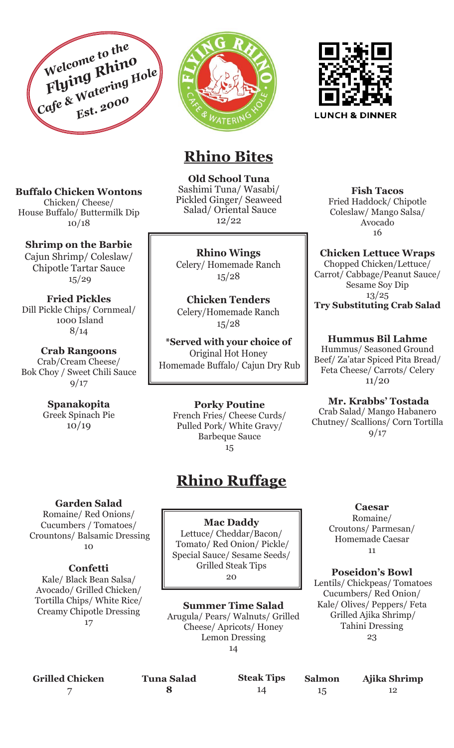*Welcome to the Flying Rhino Cafe & Watering Hole Est. 2000*

FLYING RHINO CAFE & WATERING HOLE

LUNCH & DINNER

# Rhino Bites

**Buffalo Chicken Wontons**
Chicken/ Cheese/ House Buffalo/ Buttermilk Dip
10/18

**Shrimp on the Barbie**
Cajun Shrimp/ Coleslaw/ Chipotle Tartar Sauce
15/29

**Fried Pickles**
Dill Pickle Chips/ Cornmeal/ 1000 Island
8/14

**Crab Rangoons**
Crab/Cream Cheese/ Bok Choy / Sweet Chili Sauce
9/17

**Spanakopita**
Greek Spinach Pie
10/19

**Old School Tuna**
Sashimi Tuna/ Wasabi/ Pickled Ginger/ Seaweed Salad/ Oriental Sauce
12/22

**Rhino Wings**
Celery/ Homemade Ranch
15/28

**Chicken Tenders**
Celery/Homemade Ranch
15/28

**\*Served with your choice of**
Original Hot Honey
Homemade Buffalo/ Cajun Dry Rub

**Porky Poutine**
French Fries/ Cheese Curds/ Pulled Pork/ White Gravy/ Barbeque Sauce
15

**Fish Tacos**
Fried Haddock/ Chipotle Coleslaw/ Mango Salsa/ Avocado
16

**Chicken Lettuce Wraps**
Chopped Chicken/Lettuce/ Carrot/ Cabbage/Peanut Sauce/ Sesame Soy Dip
13/25
**Try Substituting Crab Salad**

**Hummus Bil Lahme**
Hummus/ Seasoned Ground Beef/ Za'atar Spiced Pita Bread/ Feta Cheese/ Carrots/ Celery
11/20

**Mr. Krabbs' Tostada**
Crab Salad/ Mango Habanero Chutney/ Scallions/ Corn Tortilla
9/17

# Rhino Ruffage

**Garden Salad**
Romaine/ Red Onions/ Cucumbers / Tomatoes/ Crountons/ Balsamic Dressing
10

**Confetti**
Kale/ Black Bean Salsa/ Avocado/ Grilled Chicken/ Tortilla Chips/ White Rice/ Creamy Chipotle Dressing
17

**Mac Daddy**
Lettuce/ Cheddar/Bacon/ Tomato/ Red Onion/ Pickle/ Special Sauce/ Sesame Seeds/ Grilled Steak Tips
20

**Summer Time Salad**
Arugula/ Pears/ Walnuts/ Grilled Cheese/ Apricots/ Honey Lemon Dressing
14

**Caesar**
Romaine/ Croutons/ Parmesan/ Homemade Caesar
11

**Poseidon's Bowl**
Lentils/ Chickpeas/ Tomatoes Cucumbers/ Red Onion/ Kale/ Olives/ Peppers/ Feta Grilled Ajika Shrimp/ Tahini Dressing
23

| Grilled Chicken | Tuna Salad | Steak Tips | Salmon | Ajika Shrimp |
|---|---|---|---|---|
| 7 | **8** | 14 | 15 | 12 |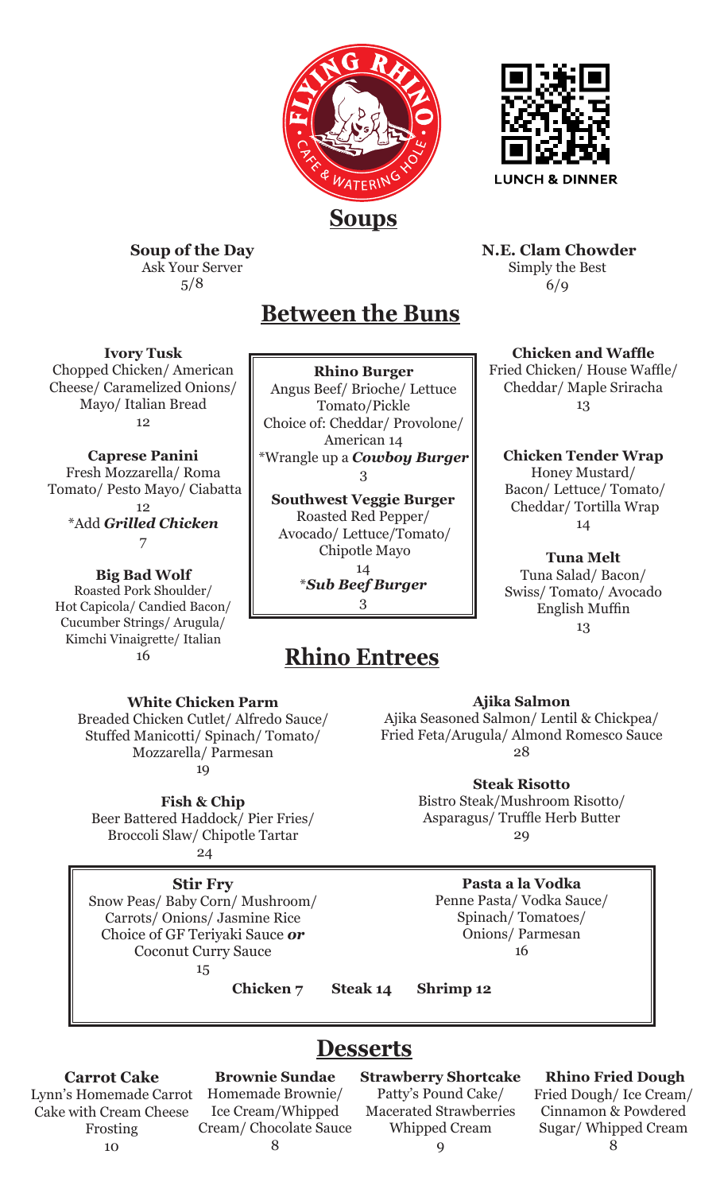LUNCH & DINNER

## Soups

**Soup of the Day**
Ask Your Server
5/8

**N.E. Clam Chowder**
Simply the Best
6/9

## Between the Buns

**Ivory Tusk**
Chopped Chicken/ American Cheese/ Caramelized Onions/ Mayo/ Italian Bread
12

**Caprese Panini**
Fresh Mozzarella/ Roma Tomato/ Pesto Mayo/ Ciabatta
12
*Add ***Grilled Chicken***
7

**Big Bad Wolf**
Roasted Pork Shoulder/ Hot Capicola/ Candied Bacon/ Cucumber Strings/ Arugula/ Kimchi Vinaigrette/ Italian
16

**Rhino Burger**
Angus Beef/ Brioche/ Lettuce Tomato/Pickle
Choice of: Cheddar/ Provolone/ American 14
*Wrangle up a ***Cowboy Burger***
3

**Southwest Veggie Burger**
Roasted Red Pepper/ Avocado/ Lettuce/Tomato/ Chipotle Mayo
14
****Sub Beef Burger***
3

**Chicken and Waffle**
Fried Chicken/ House Waffle/ Cheddar/ Maple Sriracha
13

**Chicken Tender Wrap**
Honey Mustard/ Bacon/ Lettuce/ Tomato/ Cheddar/ Tortilla Wrap
14

**Tuna Melt**
Tuna Salad/ Bacon/ Swiss/ Tomato/ Avocado English Muffin
13

## Rhino Entrees

**White Chicken Parm**
Breaded Chicken Cutlet/ Alfredo Sauce/ Stuffed Manicotti/ Spinach/ Tomato/ Mozzarella/ Parmesan
19

**Fish & Chip**
Beer Battered Haddock/ Pier Fries/ Broccoli Slaw/ Chipotle Tartar
24

**Ajika Salmon**
Ajika Seasoned Salmon/ Lentil & Chickpea/ Fried Feta/Arugula/ Almond Romesco Sauce
28

**Steak Risotto**
Bistro Steak/Mushroom Risotto/ Asparagus/ Truffle Herb Butter
29

**Stir Fry**
Snow Peas/ Baby Corn/ Mushroom/ Carrots/ Onions/ Jasmine Rice
Choice of GF Teriyaki Sauce ***or*** Coconut Curry Sauce
15

**Pasta a la Vodka**
Penne Pasta/ Vodka Sauce/ Spinach/ Tomatoes/ Onions/ Parmesan
16

**Chicken 7** **Steak 14** **Shrimp 12**

## Desserts

**Carrot Cake**
Lynn's Homemade Carrot Cake with Cream Cheese Frosting
10

**Brownie Sundae**
Homemade Brownie/ Ice Cream/Whipped Cream/ Chocolate Sauce
8

**Strawberry Shortcake**
Patty's Pound Cake/ Macerated Strawberries Whipped Cream
9

**Rhino Fried Dough**
Fried Dough/ Ice Cream/ Cinnamon & Powdered Sugar/ Whipped Cream
8